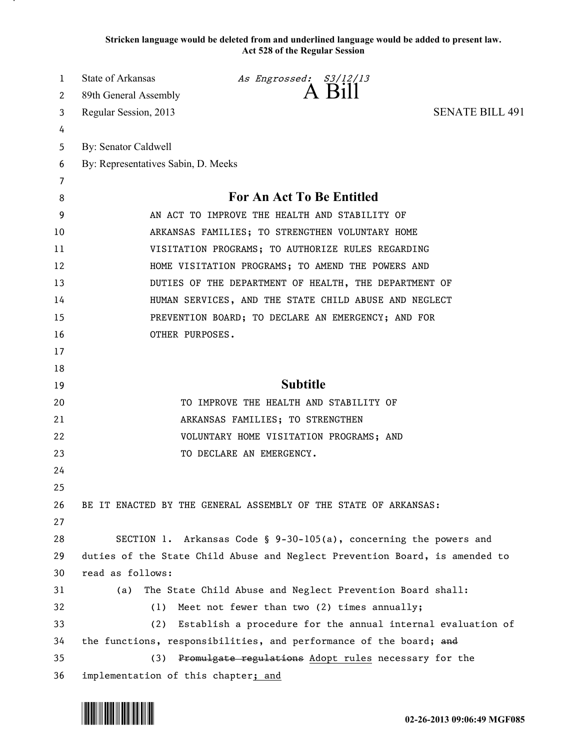**Stricken language would be deleted from and underlined language would be added to present law.**
**Act 528 of the Regular Session**

State of Arkansas *As Engrossed: S3/12/13*
89th General Assembly
# A Bill
Regular Session, 2013 SENATE BILL 491

By: Senator Caldwell
By: Representatives Sabin, D. Meeks

## For An Act To Be Entitled

AN ACT TO IMPROVE THE HEALTH AND STABILITY OF ARKANSAS FAMILIES; TO STRENGTHEN VOLUNTARY HOME VISITATION PROGRAMS; TO AUTHORIZE RULES REGARDING HOME VISITATION PROGRAMS; TO AMEND THE POWERS AND DUTIES OF THE DEPARTMENT OF HEALTH, THE DEPARTMENT OF HUMAN SERVICES, AND THE STATE CHILD ABUSE AND NEGLECT PREVENTION BOARD; TO DECLARE AN EMERGENCY; AND FOR OTHER PURPOSES.

## Subtitle

TO IMPROVE THE HEALTH AND STABILITY OF ARKANSAS FAMILIES; TO STRENGTHEN VOLUNTARY HOME VISITATION PROGRAMS; AND TO DECLARE AN EMERGENCY.

BE IT ENACTED BY THE GENERAL ASSEMBLY OF THE STATE OF ARKANSAS:

SECTION 1. Arkansas Code § 9-30-105(a), concerning the powers and duties of the State Child Abuse and Neglect Prevention Board, is amended to read as follows:

(a) The State Child Abuse and Neglect Prevention Board shall:

(1) Meet not fewer than two (2) times annually;

(2) Establish a procedure for the annual internal evaluation of the functions, responsibilities, and performance of the board; ~~and~~

(3) ~~Promulgate regulations~~ <u>Adopt rules</u> necessary for the implementation of this chapter<u>; and</u>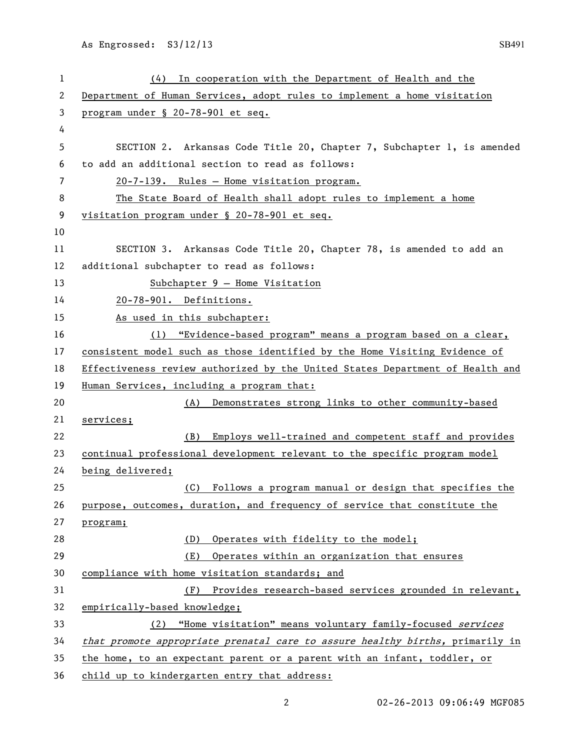(4) In cooperation with the Department of Health and the Department of Human Services, adopt rules to implement a home visitation program under § 20-78-901 et seq.

SECTION 2. Arkansas Code Title 20, Chapter 7, Subchapter 1, is amended to add an additional section to read as follows:

20-7-139. Rules — Home visitation program.

The State Board of Health shall adopt rules to implement a home visitation program under § 20-78-901 et seq.

SECTION 3. Arkansas Code Title 20, Chapter 78, is amended to add an additional subchapter to read as follows:

Subchapter 9 — Home Visitation

20-78-901. Definitions.

As used in this subchapter:

(1) "Evidence-based program" means a program based on a clear, consistent model such as those identified by the Home Visiting Evidence of Effectiveness review authorized by the United States Department of Health and Human Services, including a program that:

(A) Demonstrates strong links to other community-based services;

(B) Employs well-trained and competent staff and provides continual professional development relevant to the specific program model being delivered;

(C) Follows a program manual or design that specifies the purpose, outcomes, duration, and frequency of service that constitute the program;

(D) Operates with fidelity to the model;

(E) Operates within an organization that ensures compliance with home visitation standards; and

(F) Provides research-based services grounded in relevant, empirically-based knowledge;

(2) "Home visitation" means voluntary family-focused *services that promote appropriate prenatal care to assure healthy births,* primarily in the home, to an expectant parent or a parent with an infant, toddler, or child up to kindergarten entry that address: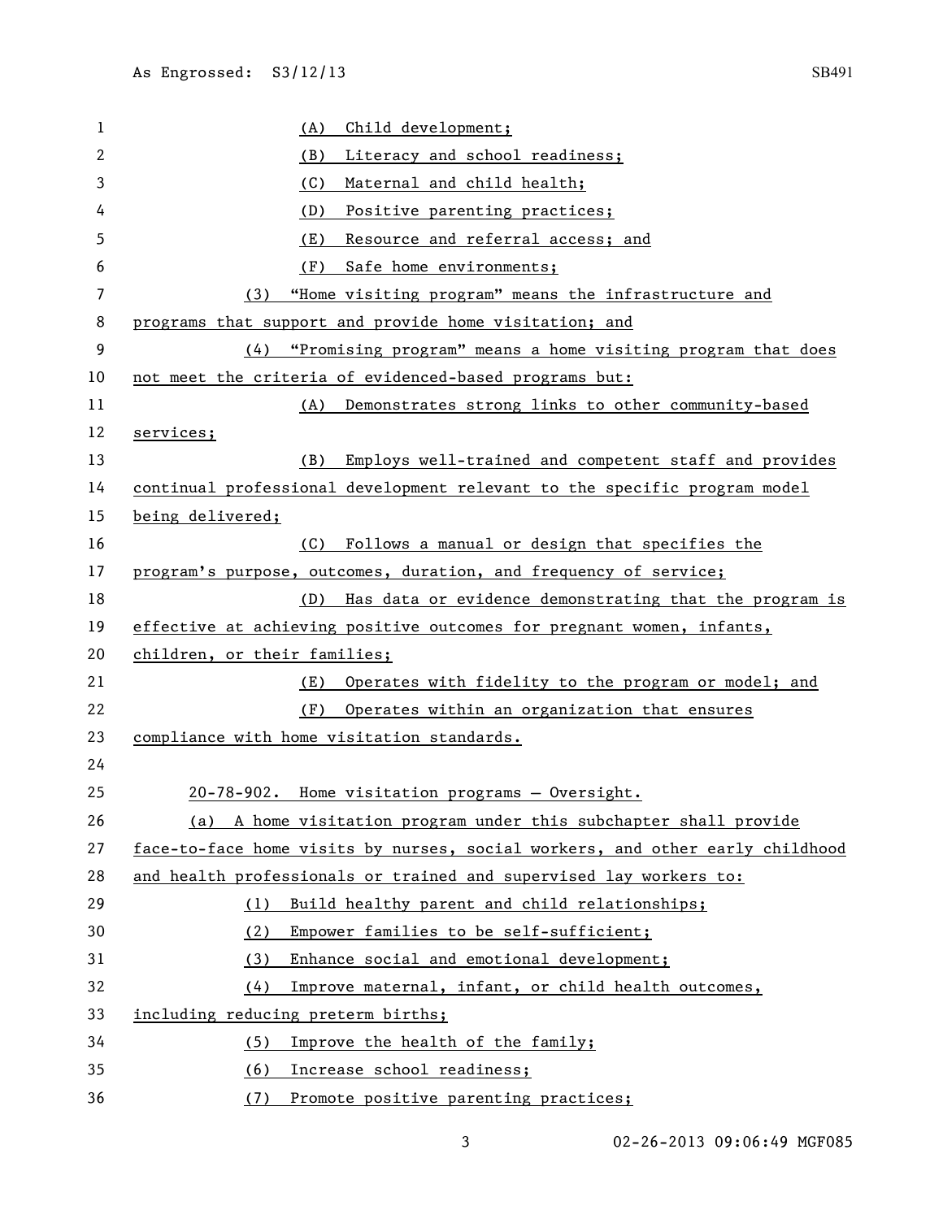(A) Child development;

(B) Literacy and school readiness;

(C) Maternal and child health;

(D) Positive parenting practices;

(E) Resource and referral access; and

(F) Safe home environments;

(3) "Home visiting program" means the infrastructure and programs that support and provide home visitation; and

(4) "Promising program" means a home visiting program that does not meet the criteria of evidenced-based programs but:

(A) Demonstrates strong links to other community-based services;

(B) Employs well-trained and competent staff and provides continual professional development relevant to the specific program model being delivered;

(C) Follows a manual or design that specifies the program's purpose, outcomes, duration, and frequency of service;

(D) Has data or evidence demonstrating that the program is effective at achieving positive outcomes for pregnant women, infants, children, or their families;

(E) Operates with fidelity to the program or model; and

(F) Operates within an organization that ensures compliance with home visitation standards.

20-78-902. Home visitation programs — Oversight.

(a) A home visitation program under this subchapter shall provide face-to-face home visits by nurses, social workers, and other early childhood and health professionals or trained and supervised lay workers to:

(1) Build healthy parent and child relationships;

(2) Empower families to be self-sufficient;

(3) Enhance social and emotional development;

(4) Improve maternal, infant, or child health outcomes, including reducing preterm births;

(5) Improve the health of the family;

(6) Increase school readiness;

(7) Promote positive parenting practices;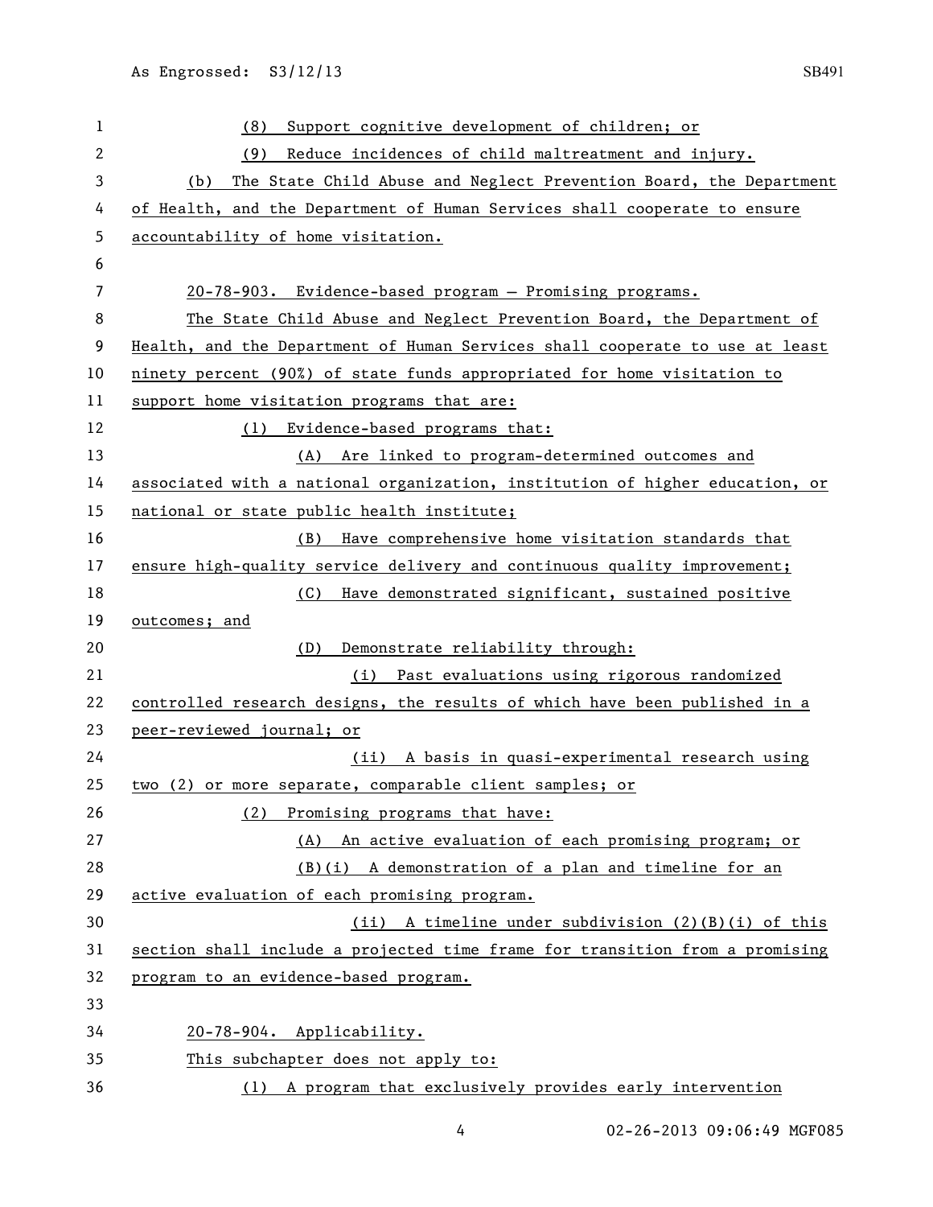(8) Support cognitive development of children; or

(9) Reduce incidences of child maltreatment and injury.

(b) The State Child Abuse and Neglect Prevention Board, the Department of Health, and the Department of Human Services shall cooperate to ensure accountability of home visitation.

20-78-903. Evidence-based program — Promising programs.

The State Child Abuse and Neglect Prevention Board, the Department of Health, and the Department of Human Services shall cooperate to use at least ninety percent (90%) of state funds appropriated for home visitation to support home visitation programs that are:

(1) Evidence-based programs that:

(A) Are linked to program-determined outcomes and associated with a national organization, institution of higher education, or national or state public health institute;

(B) Have comprehensive home visitation standards that ensure high-quality service delivery and continuous quality improvement;

(C) Have demonstrated significant, sustained positive outcomes; and

(D) Demonstrate reliability through:

(i) Past evaluations using rigorous randomized controlled research designs, the results of which have been published in a peer-reviewed journal; or

(ii) A basis in quasi-experimental research using two (2) or more separate, comparable client samples; or

(2) Promising programs that have:

(A) An active evaluation of each promising program; or

(B)(i) A demonstration of a plan and timeline for an active evaluation of each promising program.

(ii) A timeline under subdivision (2)(B)(i) of this section shall include a projected time frame for transition from a promising program to an evidence-based program.

20-78-904. Applicability.

This subchapter does not apply to:

(1) A program that exclusively provides early intervention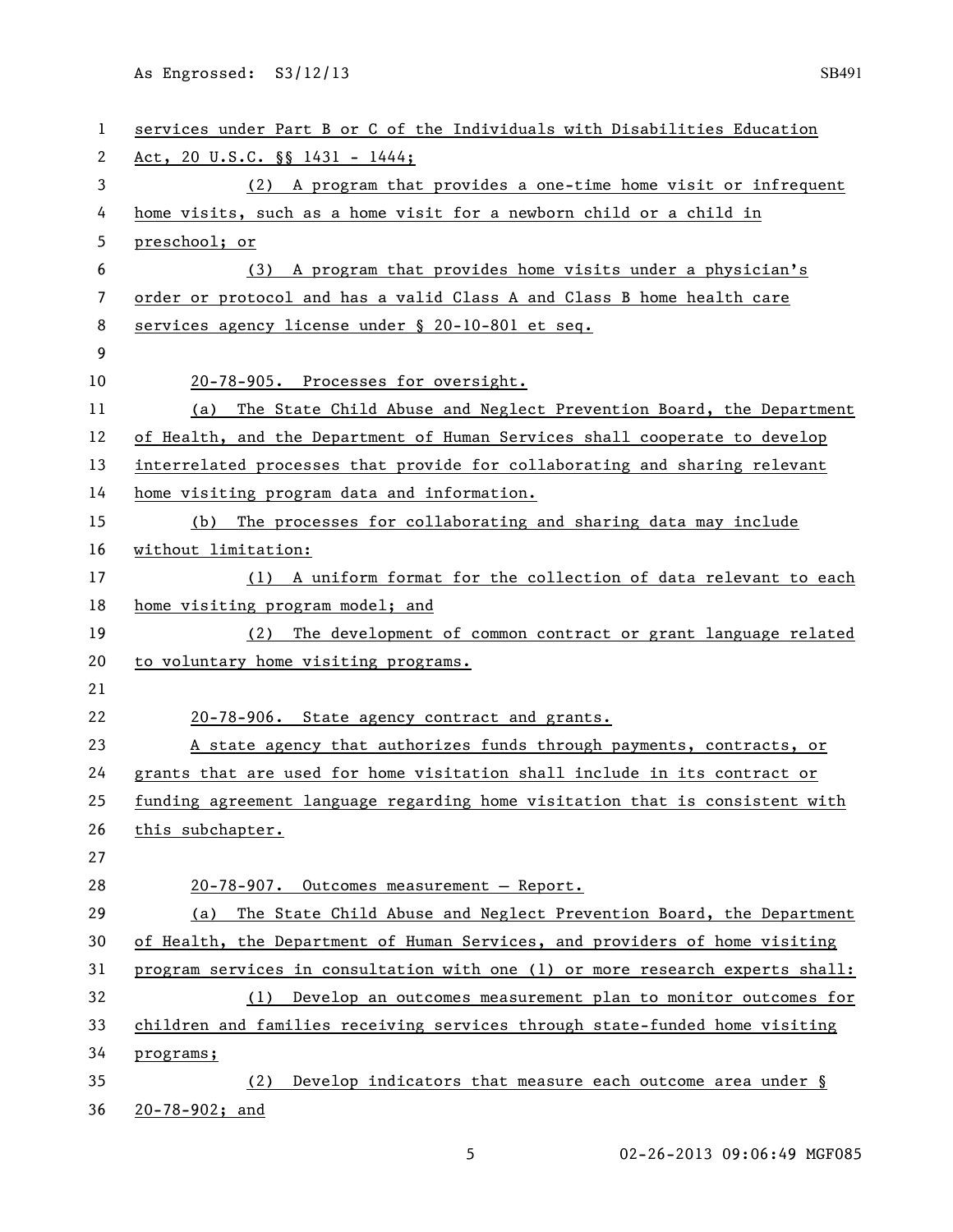services under Part B or C of the Individuals with Disabilities Education Act, 20 U.S.C. §§ 1431 - 1444;

(2) A program that provides a one-time home visit or infrequent home visits, such as a home visit for a newborn child or a child in preschool; or

(3) A program that provides home visits under a physician's order or protocol and has a valid Class A and Class B home health care services agency license under § 20-10-801 et seq.

20-78-905. Processes for oversight.

(a) The State Child Abuse and Neglect Prevention Board, the Department of Health, and the Department of Human Services shall cooperate to develop interrelated processes that provide for collaborating and sharing relevant home visiting program data and information.

(b) The processes for collaborating and sharing data may include without limitation:

(1) A uniform format for the collection of data relevant to each home visiting program model; and

(2) The development of common contract or grant language related to voluntary home visiting programs.

20-78-906. State agency contract and grants.

A state agency that authorizes funds through payments, contracts, or grants that are used for home visitation shall include in its contract or funding agreement language regarding home visitation that is consistent with this subchapter.

20-78-907. Outcomes measurement — Report.

(a) The State Child Abuse and Neglect Prevention Board, the Department of Health, the Department of Human Services, and providers of home visiting program services in consultation with one (1) or more research experts shall:

(1) Develop an outcomes measurement plan to monitor outcomes for children and families receiving services through state-funded home visiting programs;

(2) Develop indicators that measure each outcome area under § 20-78-902; and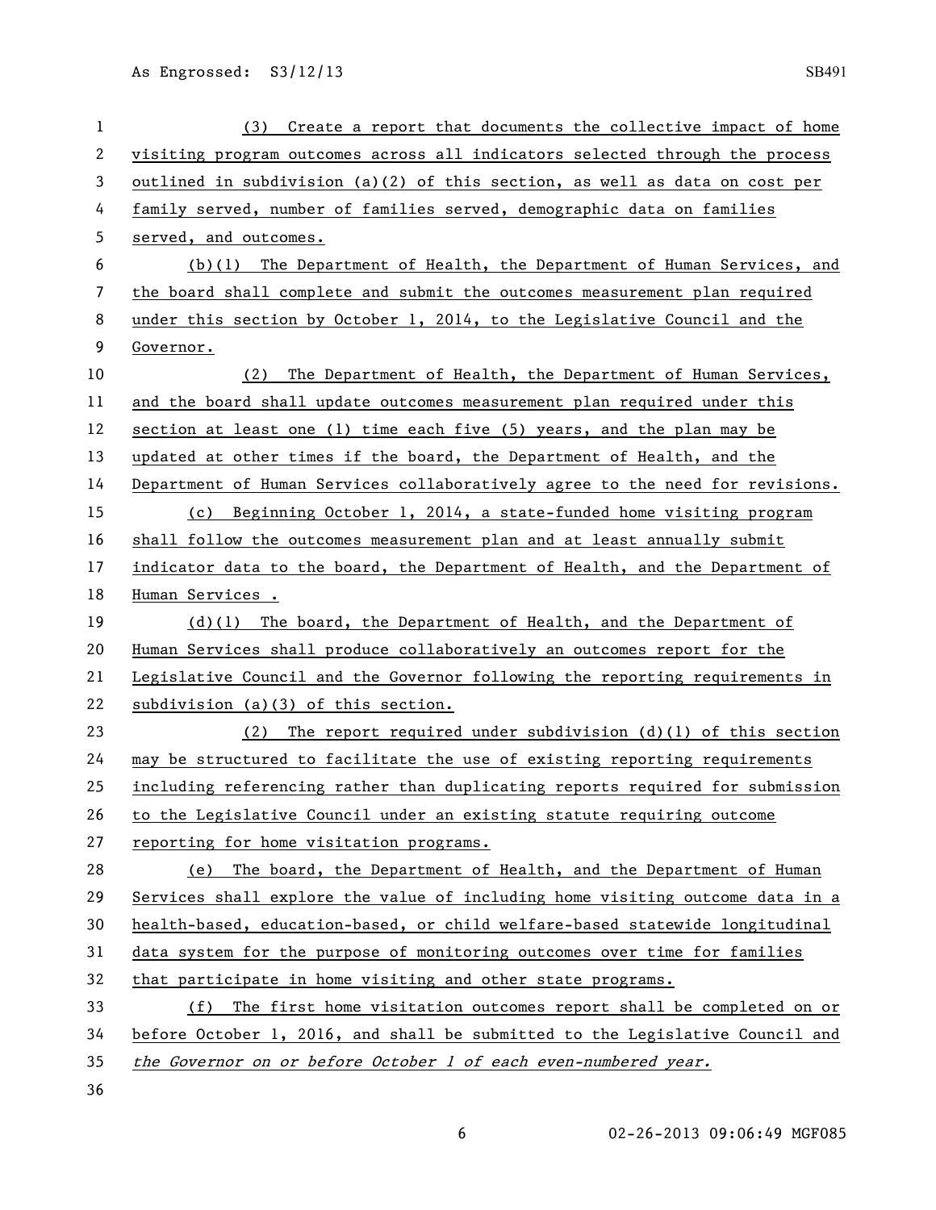(3) Create a report that documents the collective impact of home visiting program outcomes across all indicators selected through the process outlined in subdivision (a)(2) of this section, as well as data on cost per family served, number of families served, demographic data on families served, and outcomes.

(b)(1) The Department of Health, the Department of Human Services, and the board shall complete and submit the outcomes measurement plan required under this section by October 1, 2014, to the Legislative Council and the Governor.

(2) The Department of Health, the Department of Human Services, and the board shall update outcomes measurement plan required under this section at least one (1) time each five (5) years, and the plan may be updated at other times if the board, the Department of Health, and the Department of Human Services collaboratively agree to the need for revisions.

(c) Beginning October 1, 2014, a state-funded home visiting program shall follow the outcomes measurement plan and at least annually submit indicator data to the board, the Department of Health, and the Department of Human Services .

(d)(1) The board, the Department of Health, and the Department of Human Services shall produce collaboratively an outcomes report for the Legislative Council and the Governor following the reporting requirements in subdivision (a)(3) of this section.

(2) The report required under subdivision (d)(1) of this section may be structured to facilitate the use of existing reporting requirements including referencing rather than duplicating reports required for submission to the Legislative Council under an existing statute requiring outcome reporting for home visitation programs.

(e) The board, the Department of Health, and the Department of Human Services shall explore the value of including home visiting outcome data in a health-based, education-based, or child welfare-based statewide longitudinal data system for the purpose of monitoring outcomes over time for families that participate in home visiting and other state programs.

(f) The first home visitation outcomes report shall be completed on or before October 1, 2016, and shall be submitted to the Legislative Council and *the Governor on or before October 1 of each even-numbered year.*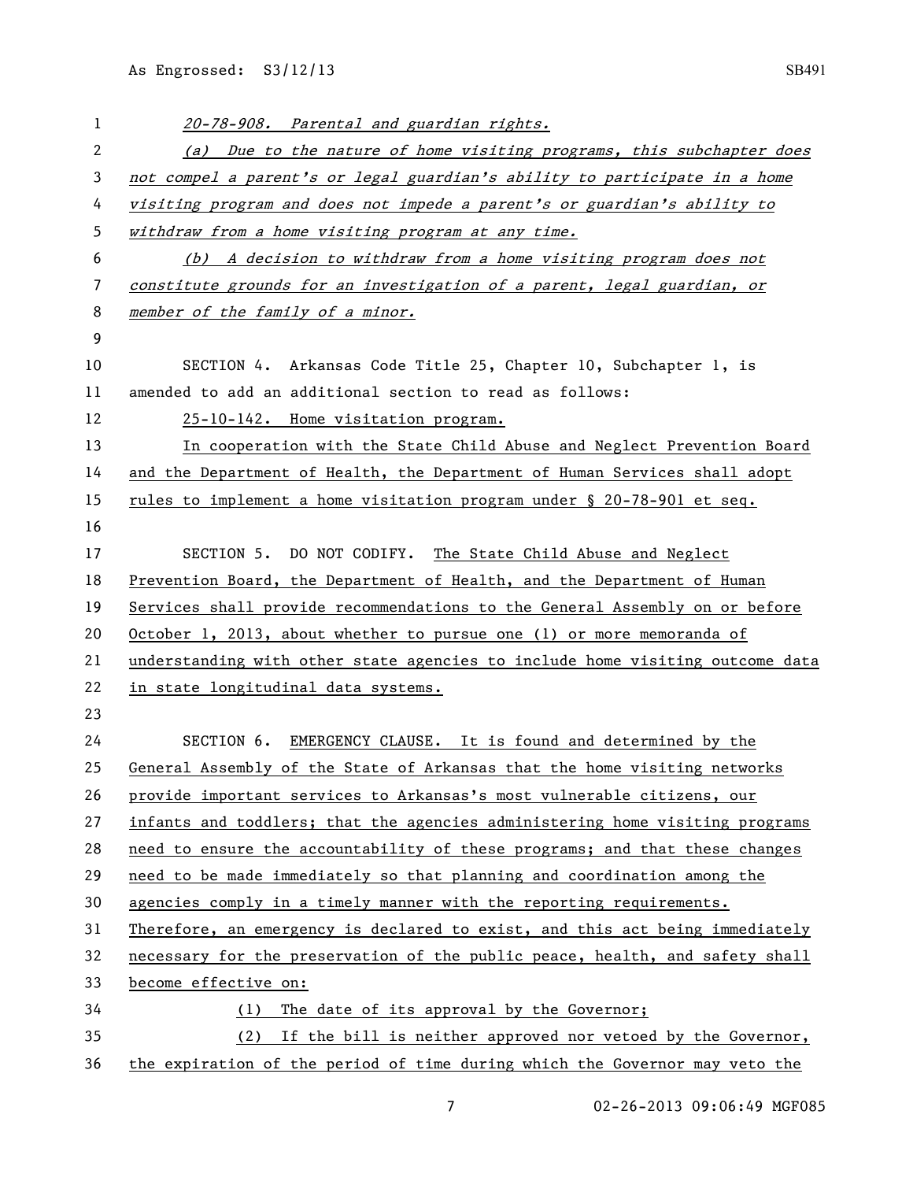*20-78-908. Parental and guardian rights.*

*(a) Due to the nature of home visiting programs, this subchapter does not compel a parent's or legal guardian's ability to participate in a home visiting program and does not impede a parent's or guardian's ability to withdraw from a home visiting program at any time.*

*(b) A decision to withdraw from a home visiting program does not constitute grounds for an investigation of a parent, legal guardian, or member of the family of a minor.*

SECTION 4. Arkansas Code Title 25, Chapter 10, Subchapter 1, is amended to add an additional section to read as follows:

25-10-142. Home visitation program.

In cooperation with the State Child Abuse and Neglect Prevention Board and the Department of Health, the Department of Human Services shall adopt rules to implement a home visitation program under § 20-78-901 et seq.

SECTION 5. DO NOT CODIFY. The State Child Abuse and Neglect Prevention Board, the Department of Health, and the Department of Human Services shall provide recommendations to the General Assembly on or before October 1, 2013, about whether to pursue one (1) or more memoranda of understanding with other state agencies to include home visiting outcome data in state longitudinal data systems.

SECTION 6. EMERGENCY CLAUSE. It is found and determined by the General Assembly of the State of Arkansas that the home visiting networks provide important services to Arkansas's most vulnerable citizens, our infants and toddlers; that the agencies administering home visiting programs need to ensure the accountability of these programs; and that these changes need to be made immediately so that planning and coordination among the agencies comply in a timely manner with the reporting requirements. Therefore, an emergency is declared to exist, and this act being immediately necessary for the preservation of the public peace, health, and safety shall become effective on:

(1) The date of its approval by the Governor;

(2) If the bill is neither approved nor vetoed by the Governor, the expiration of the period of time during which the Governor may veto the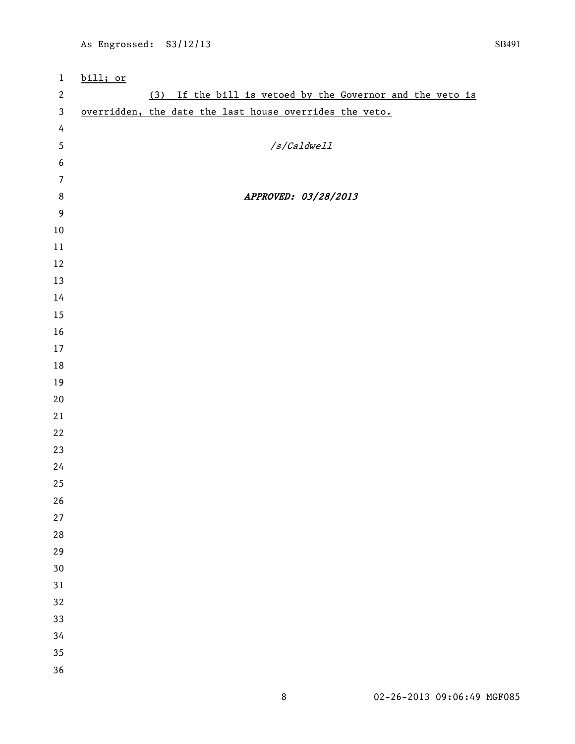bill; or

(3) If the bill is vetoed by the Governor and the veto is overridden, the date the last house overrides the veto.

*/s/Caldwell*

***APPROVED: 03/28/2013***